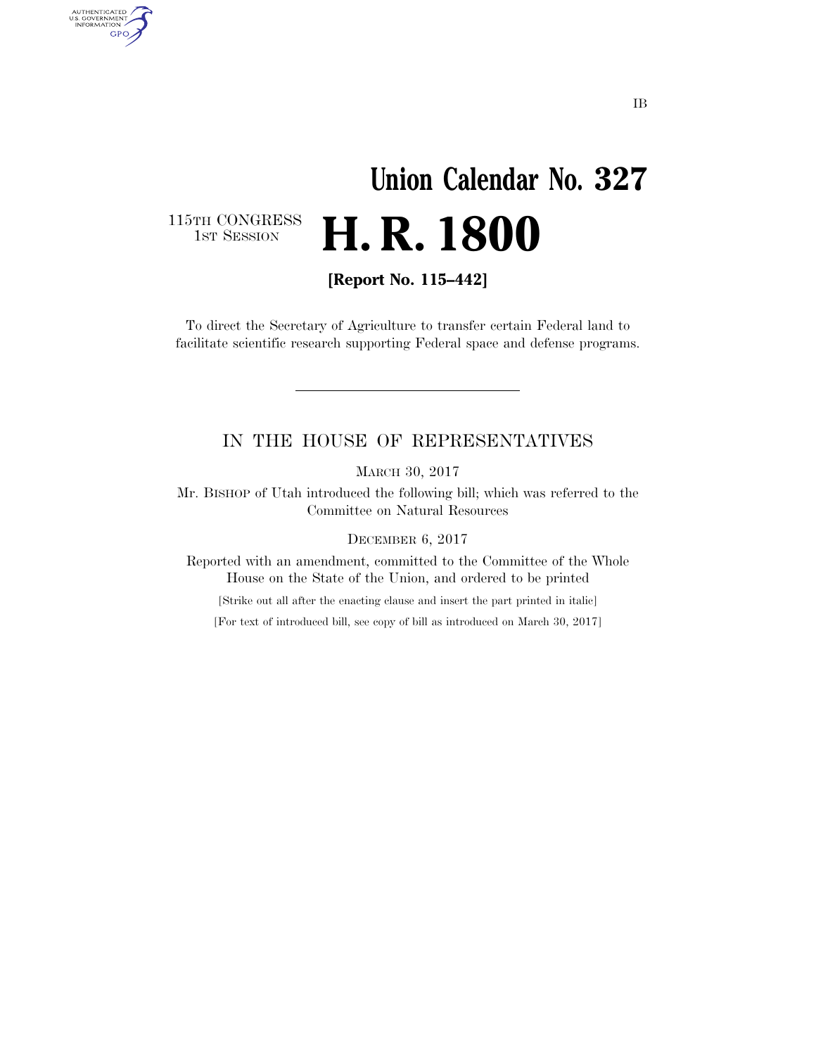IB

# Union Calendar No. 327

115TH CONGRESS
1ST SESSION

# H. R. 1800

**[Report No. 115–442]**

To direct the Secretary of Agriculture to transfer certain Federal land to facilitate scientific research supporting Federal space and defense programs.

---

## IN THE HOUSE OF REPRESENTATIVES

MARCH 30, 2017

Mr. BISHOP of Utah introduced the following bill; which was referred to the Committee on Natural Resources

DECEMBER 6, 2017

Reported with an amendment, committed to the Committee of the Whole House on the State of the Union, and ordered to be printed

[Strike out all after the enacting clause and insert the part printed in italic]

[For text of introduced bill, see copy of bill as introduced on March 30, 2017]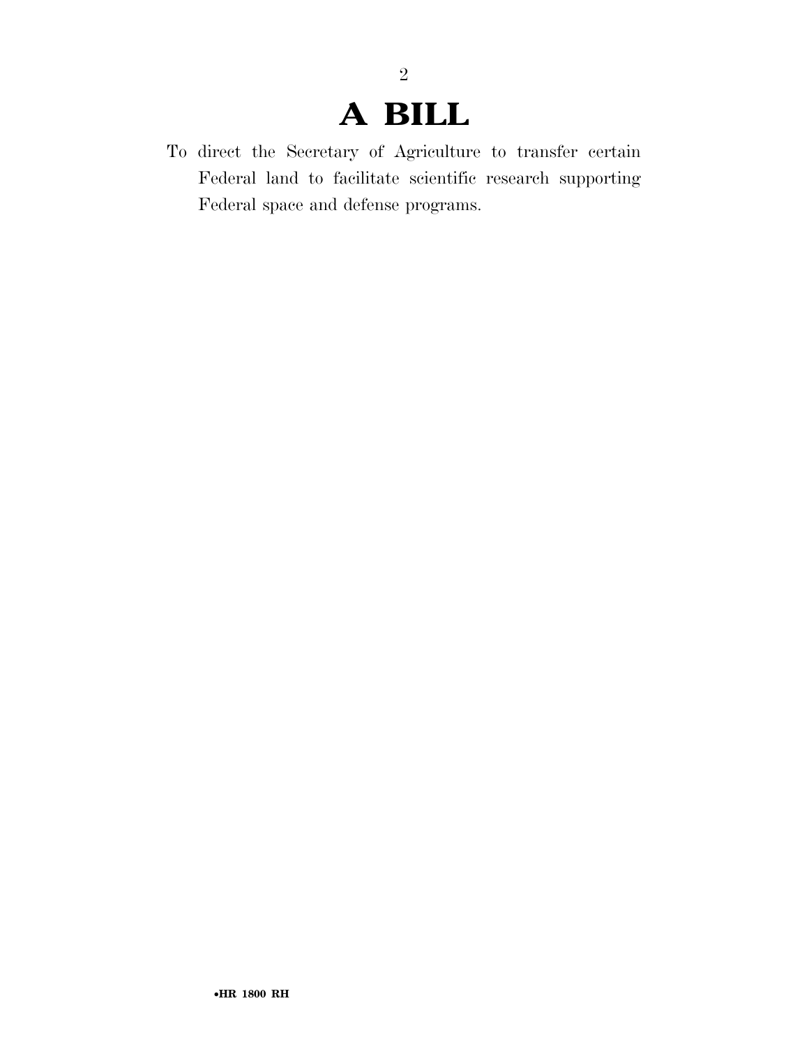# A BILL

To direct the Secretary of Agriculture to transfer certain Federal land to facilitate scientific research supporting Federal space and defense programs.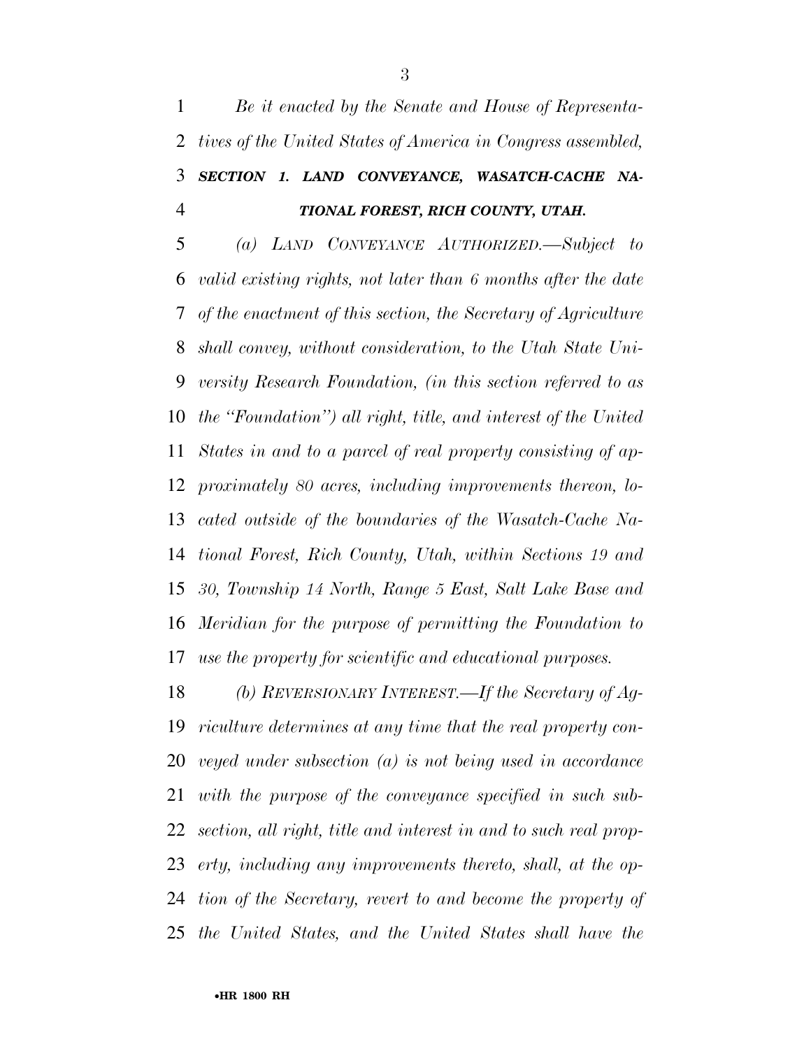*Be it enacted by the Senate and House of Representatives of the United States of America in Congress assembled,*

***SECTION 1. LAND CONVEYANCE, WASATCH-CACHE NATIONAL FOREST, RICH COUNTY, UTAH.***

*(a) LAND CONVEYANCE AUTHORIZED.—Subject to valid existing rights, not later than 6 months after the date of the enactment of this section, the Secretary of Agriculture shall convey, without consideration, to the Utah State University Research Foundation, (in this section referred to as the "Foundation") all right, title, and interest of the United States in and to a parcel of real property consisting of approximately 80 acres, including improvements thereon, located outside of the boundaries of the Wasatch-Cache National Forest, Rich County, Utah, within Sections 19 and 30, Township 14 North, Range 5 East, Salt Lake Base and Meridian for the purpose of permitting the Foundation to use the property for scientific and educational purposes.*

*(b) REVERSIONARY INTEREST.—If the Secretary of Agriculture determines at any time that the real property conveyed under subsection (a) is not being used in accordance with the purpose of the conveyance specified in such subsection, all right, title and interest in and to such real property, including any improvements thereto, shall, at the option of the Secretary, revert to and become the property of the United States, and the United States shall have the*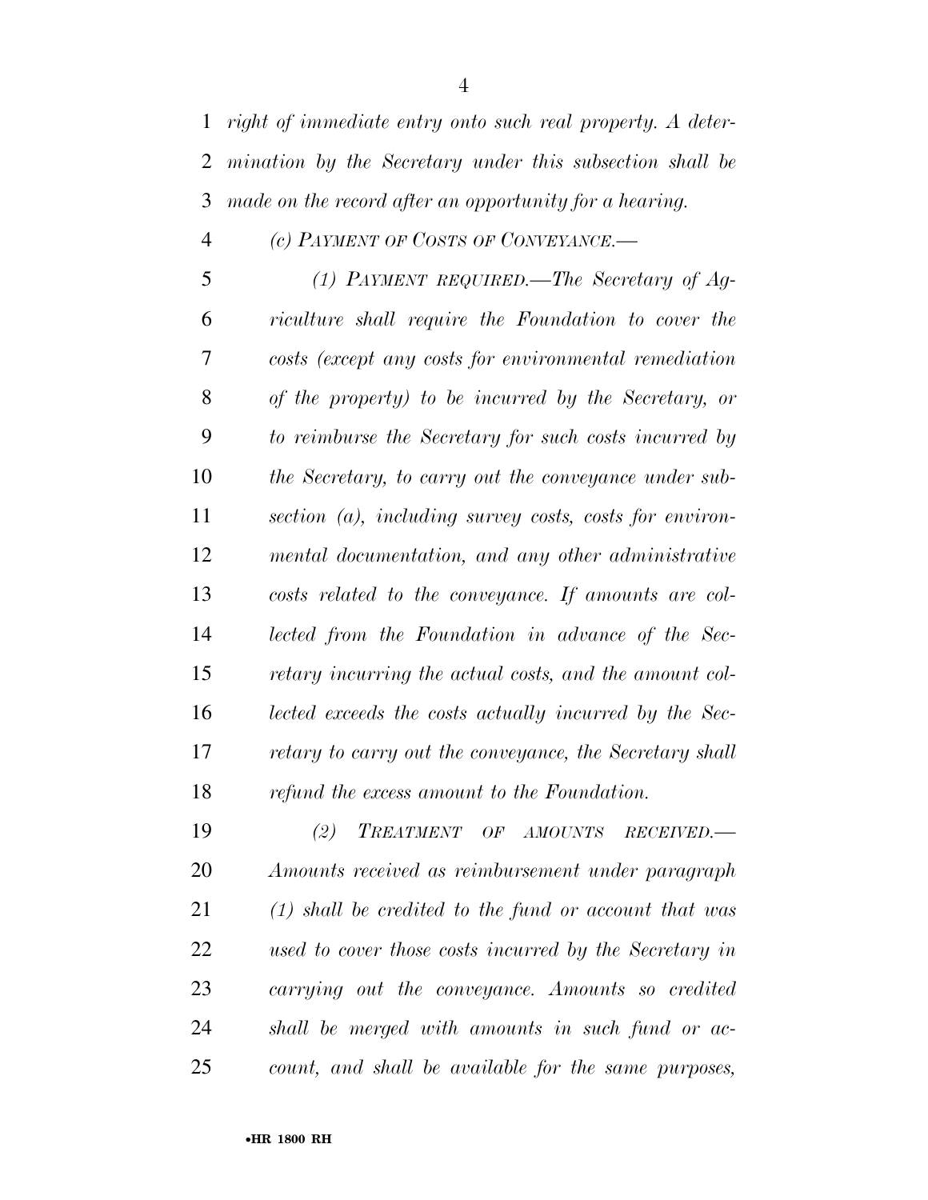*right of immediate entry onto such real property. A determination by the Secretary under this subsection shall be made on the record after an opportunity for a hearing.*

*(c) PAYMENT OF COSTS OF CONVEYANCE.—*

*(1) PAYMENT REQUIRED.—The Secretary of Agriculture shall require the Foundation to cover the costs (except any costs for environmental remediation of the property) to be incurred by the Secretary, or to reimburse the Secretary for such costs incurred by the Secretary, to carry out the conveyance under subsection (a), including survey costs, costs for environmental documentation, and any other administrative costs related to the conveyance. If amounts are collected from the Foundation in advance of the Secretary incurring the actual costs, and the amount collected exceeds the costs actually incurred by the Secretary to carry out the conveyance, the Secretary shall refund the excess amount to the Foundation.*

*(2) TREATMENT OF AMOUNTS RECEIVED.—Amounts received as reimbursement under paragraph (1) shall be credited to the fund or account that was used to cover those costs incurred by the Secretary in carrying out the conveyance. Amounts so credited shall be merged with amounts in such fund or account, and shall be available for the same purposes,*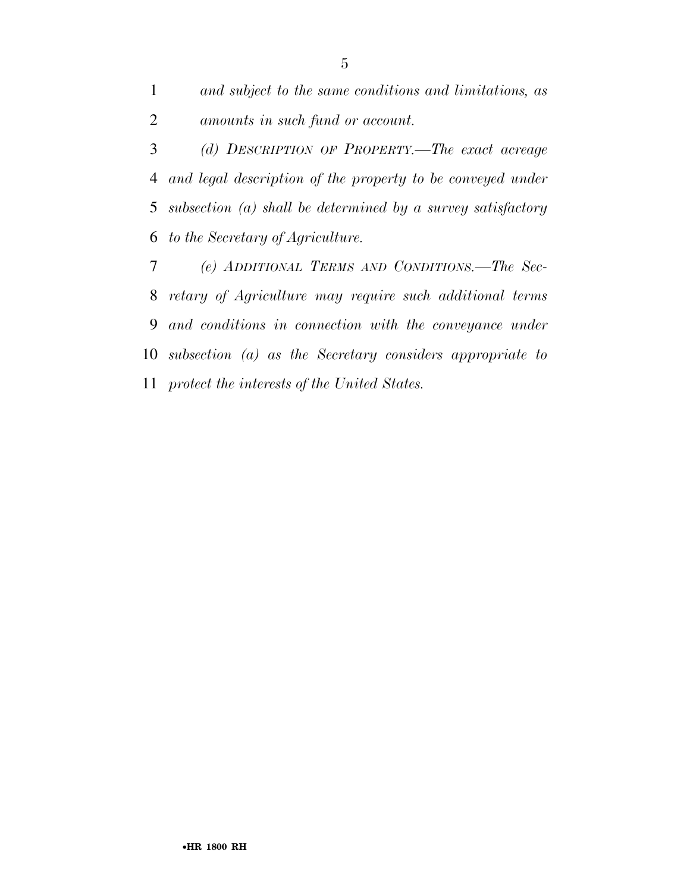*and subject to the same conditions and limitations, as amounts in such fund or account.*

*(d) DESCRIPTION OF PROPERTY.—The exact acreage and legal description of the property to be conveyed under subsection (a) shall be determined by a survey satisfactory to the Secretary of Agriculture.*

*(e) ADDITIONAL TERMS AND CONDITIONS.—The Secretary of Agriculture may require such additional terms and conditions in connection with the conveyance under subsection (a) as the Secretary considers appropriate to protect the interests of the United States.*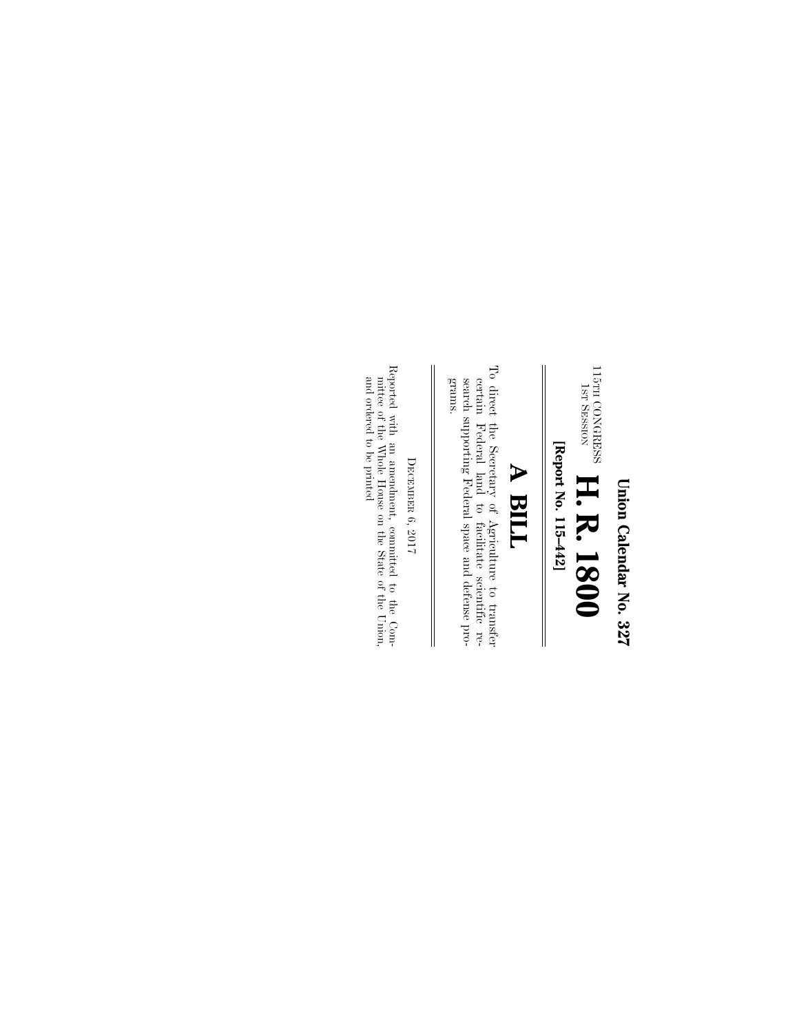# Union Calendar No. 327

115TH CONGRESS
1ST SESSION

# H. R. 1800

**[Report No. 115–442]**

# A BILL

To direct the Secretary of Agriculture to transfer certain Federal land to facilitate scientific research supporting Federal space and defense programs.

DECEMBER 6, 2017

Reported with an amendment, committed to the Committee of the Whole House on the State of the Union, and ordered to be printed